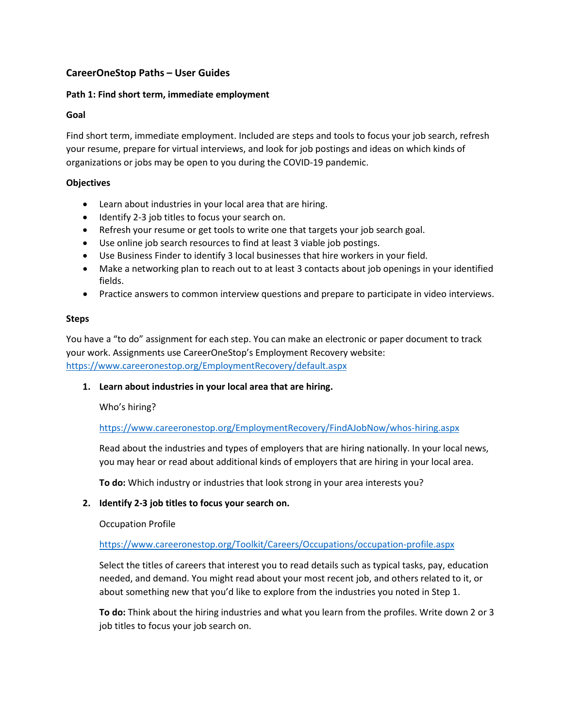## CareerOneStop Paths – User Guides

### Path 1: Find short term, immediate employment

### Goal

Find short term, immediate employment. Included are steps and tools to focus your job search, refresh your resume, prepare for virtual interviews, and look for job postings and ideas on which kinds of organizations or jobs may be open to you during the COVID-19 pandemic.

### Objectives

- Learn about industries in your local area that are hiring.
- Identify 2-3 job titles to focus your search on.
- Refresh your resume or get tools to write one that targets your job search goal.
- Use online job search resources to find at least 3 viable job postings.
- Use Business Finder to identify 3 local businesses that hire workers in your field.
- Make a networking plan to reach out to at least 3 contacts about job openings in your identified fields.
- Practice answers to common interview questions and prepare to participate in video interviews.

### Steps

You have a "to do" assignment for each step. You can make an electronic or paper document to track your work. Assignments use CareerOneStop's Employment Recovery website: https://www.careeronestop.org/EmploymentRecovery/default.aspx

1. **Learn about industries in your local area that are hiring.**

   Who's hiring?

   https://www.careeronestop.org/EmploymentRecovery/FindAJobNow/whos-hiring.aspx

   Read about the industries and types of employers that are hiring nationally. In your local news, you may hear or read about additional kinds of employers that are hiring in your local area.

   **To do:** Which industry or industries that look strong in your area interests you?

2. **Identify 2-3 job titles to focus your search on.**

   Occupation Profile

   https://www.careeronestop.org/Toolkit/Careers/Occupations/occupation-profile.aspx

   Select the titles of careers that interest you to read details such as typical tasks, pay, education needed, and demand. You might read about your most recent job, and others related to it, or about something new that you'd like to explore from the industries you noted in Step 1.

   **To do:** Think about the hiring industries and what you learn from the profiles. Write down 2 or 3 job titles to focus your job search on.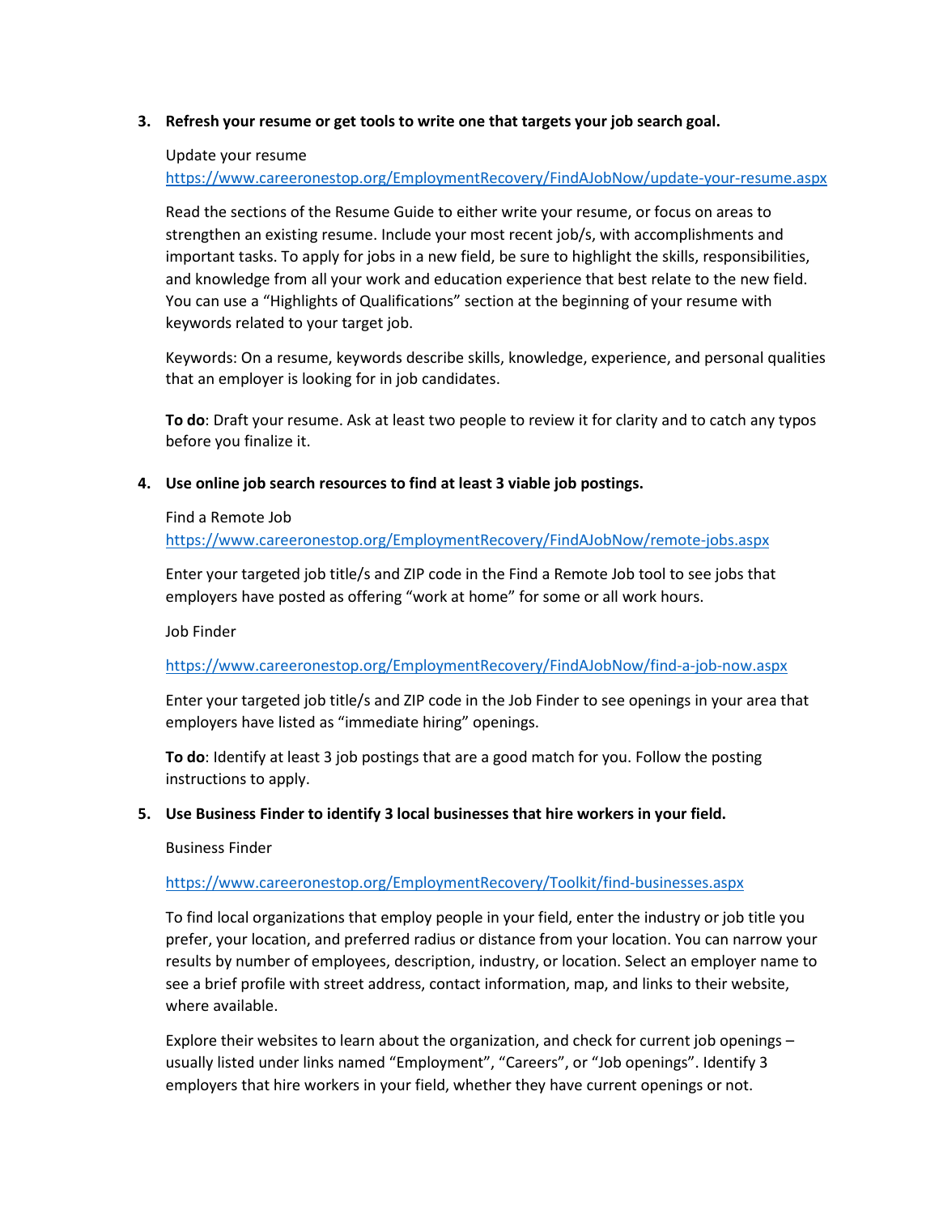3. **Refresh your resume or get tools to write one that targets your job search goal.**

   Update your resume
   https://www.careeronestop.org/EmploymentRecovery/FindAJobNow/update-your-resume.aspx

   Read the sections of the Resume Guide to either write your resume, or focus on areas to strengthen an existing resume. Include your most recent job/s, with accomplishments and important tasks. To apply for jobs in a new field, be sure to highlight the skills, responsibilities, and knowledge from all your work and education experience that best relate to the new field. You can use a "Highlights of Qualifications" section at the beginning of your resume with keywords related to your target job.

   Keywords: On a resume, keywords describe skills, knowledge, experience, and personal qualities that an employer is looking for in job candidates.

   **To do**: Draft your resume. Ask at least two people to review it for clarity and to catch any typos before you finalize it.

4. **Use online job search resources to find at least 3 viable job postings.**

   Find a Remote Job
   https://www.careeronestop.org/EmploymentRecovery/FindAJobNow/remote-jobs.aspx

   Enter your targeted job title/s and ZIP code in the Find a Remote Job tool to see jobs that employers have posted as offering "work at home" for some or all work hours.

   Job Finder

   https://www.careeronestop.org/EmploymentRecovery/FindAJobNow/find-a-job-now.aspx

   Enter your targeted job title/s and ZIP code in the Job Finder to see openings in your area that employers have listed as "immediate hiring" openings.

   **To do**: Identify at least 3 job postings that are a good match for you. Follow the posting instructions to apply.

5. **Use Business Finder to identify 3 local businesses that hire workers in your field.**

   Business Finder

   https://www.careeronestop.org/EmploymentRecovery/Toolkit/find-businesses.aspx

   To find local organizations that employ people in your field, enter the industry or job title you prefer, your location, and preferred radius or distance from your location. You can narrow your results by number of employees, description, industry, or location. Select an employer name to see a brief profile with street address, contact information, map, and links to their website, where available.

   Explore their websites to learn about the organization, and check for current job openings – usually listed under links named "Employment", "Careers", or "Job openings". Identify 3 employers that hire workers in your field, whether they have current openings or not.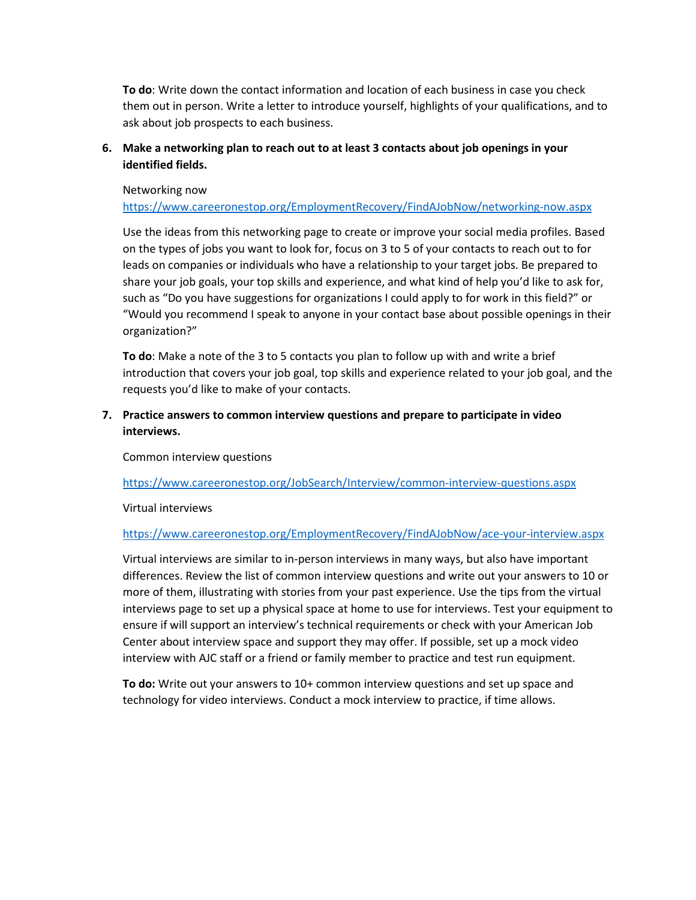**To do**: Write down the contact information and location of each business in case you check them out in person. Write a letter to introduce yourself, highlights of your qualifications, and to ask about job prospects to each business.

6. **Make a networking plan to reach out to at least 3 contacts about job openings in your identified fields.**

   Networking now
   https://www.careeronestop.org/EmploymentRecovery/FindAJobNow/networking-now.aspx

   Use the ideas from this networking page to create or improve your social media profiles. Based on the types of jobs you want to look for, focus on 3 to 5 of your contacts to reach out to for leads on companies or individuals who have a relationship to your target jobs. Be prepared to share your job goals, your top skills and experience, and what kind of help you'd like to ask for, such as "Do you have suggestions for organizations I could apply to for work in this field?" or "Would you recommend I speak to anyone in your contact base about possible openings in their organization?"

   **To do**: Make a note of the 3 to 5 contacts you plan to follow up with and write a brief introduction that covers your job goal, top skills and experience related to your job goal, and the requests you'd like to make of your contacts.

7. **Practice answers to common interview questions and prepare to participate in video interviews.**

   Common interview questions

   https://www.careeronestop.org/JobSearch/Interview/common-interview-questions.aspx

   Virtual interviews

   https://www.careeronestop.org/EmploymentRecovery/FindAJobNow/ace-your-interview.aspx

   Virtual interviews are similar to in-person interviews in many ways, but also have important differences. Review the list of common interview questions and write out your answers to 10 or more of them, illustrating with stories from your past experience. Use the tips from the virtual interviews page to set up a physical space at home to use for interviews. Test your equipment to ensure if will support an interview's technical requirements or check with your American Job Center about interview space and support they may offer. If possible, set up a mock video interview with AJC staff or a friend or family member to practice and test run equipment.

   **To do:** Write out your answers to 10+ common interview questions and set up space and technology for video interviews. Conduct a mock interview to practice, if time allows.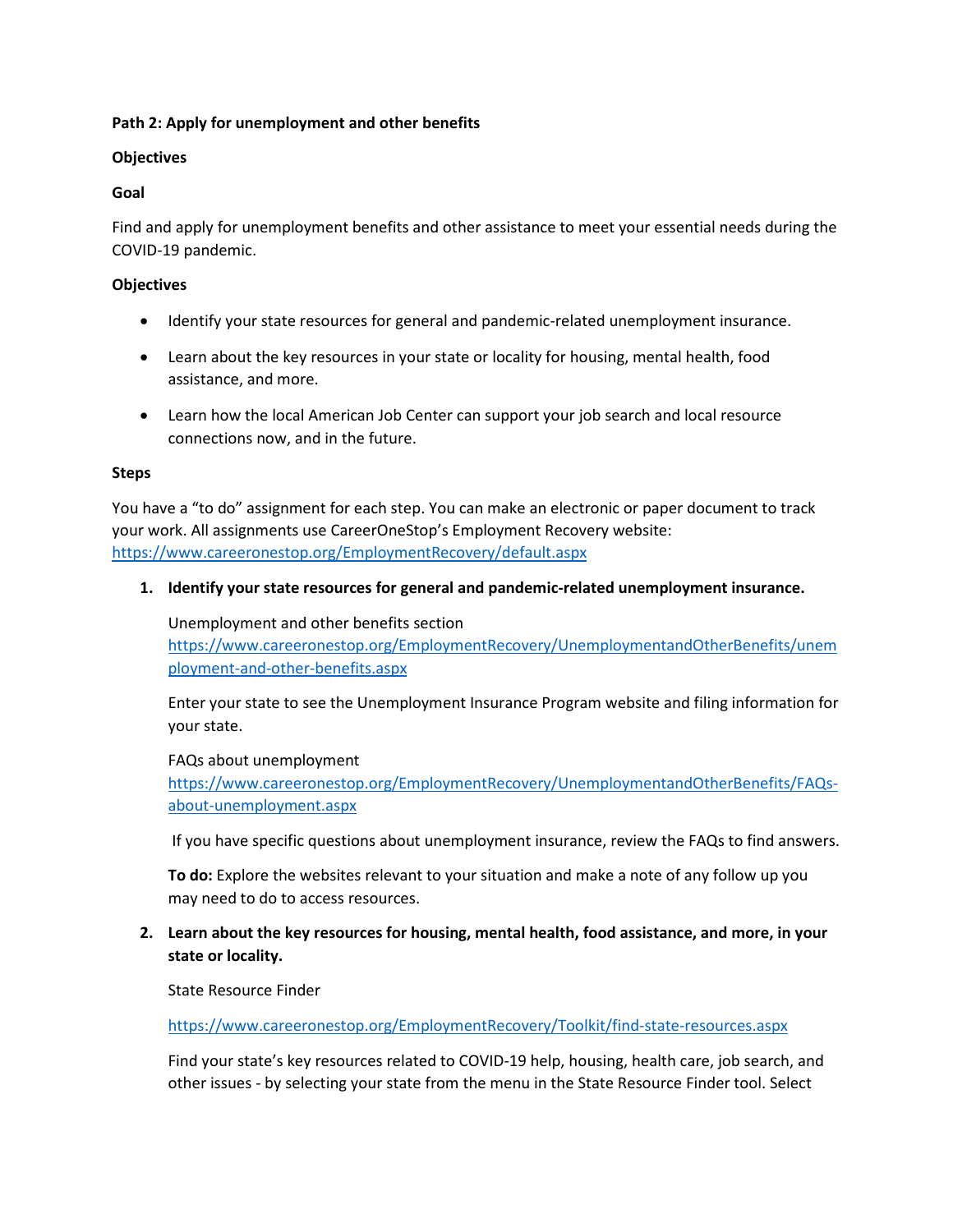**Path 2: Apply for unemployment and other benefits**

**Objectives**

**Goal**

Find and apply for unemployment benefits and other assistance to meet your essential needs during the COVID-19 pandemic.

**Objectives**

- Identify your state resources for general and pandemic-related unemployment insurance.
- Learn about the key resources in your state or locality for housing, mental health, food assistance, and more.
- Learn how the local American Job Center can support your job search and local resource connections now, and in the future.

**Steps**

You have a "to do" assignment for each step. You can make an electronic or paper document to track your work. All assignments use CareerOneStop's Employment Recovery website: https://www.careeronestop.org/EmploymentRecovery/default.aspx

1. **Identify your state resources for general and pandemic-related unemployment insurance.**

   Unemployment and other benefits section https://www.careeronestop.org/EmploymentRecovery/UnemploymentandOtherBenefits/unemployment-and-other-benefits.aspx

   Enter your state to see the Unemployment Insurance Program website and filing information for your state.

   FAQs about unemployment https://www.careeronestop.org/EmploymentRecovery/UnemploymentandOtherBenefits/FAQs-about-unemployment.aspx

   If you have specific questions about unemployment insurance, review the FAQs to find answers.

   **To do:** Explore the websites relevant to your situation and make a note of any follow up you may need to do to access resources.

2. **Learn about the key resources for housing, mental health, food assistance, and more, in your state or locality.**

   State Resource Finder

   https://www.careeronestop.org/EmploymentRecovery/Toolkit/find-state-resources.aspx

   Find your state's key resources related to COVID-19 help, housing, health care, job search, and other issues - by selecting your state from the menu in the State Resource Finder tool. Select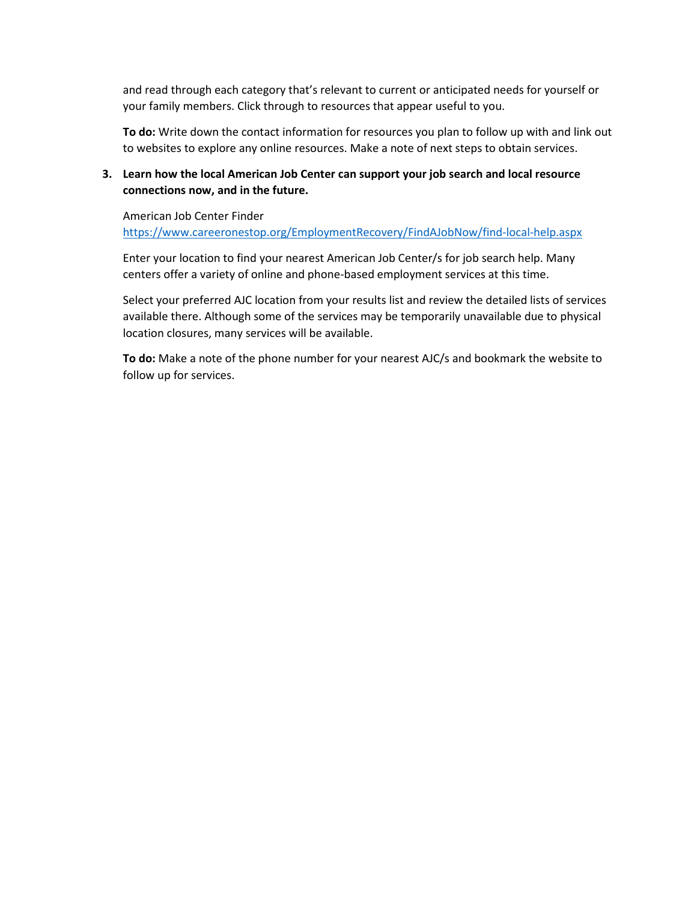and read through each category that's relevant to current or anticipated needs for yourself or your family members. Click through to resources that appear useful to you.

**To do:** Write down the contact information for resources you plan to follow up with and link out to websites to explore any online resources. Make a note of next steps to obtain services.

3. **Learn how the local American Job Center can support your job search and local resource connections now, and in the future.**

   American Job Center Finder
   https://www.careeronestop.org/EmploymentRecovery/FindAJobNow/find-local-help.aspx

   Enter your location to find your nearest American Job Center/s for job search help. Many centers offer a variety of online and phone-based employment services at this time.

   Select your preferred AJC location from your results list and review the detailed lists of services available there. Although some of the services may be temporarily unavailable due to physical location closures, many services will be available.

   **To do:** Make a note of the phone number for your nearest AJC/s and bookmark the website to follow up for services.